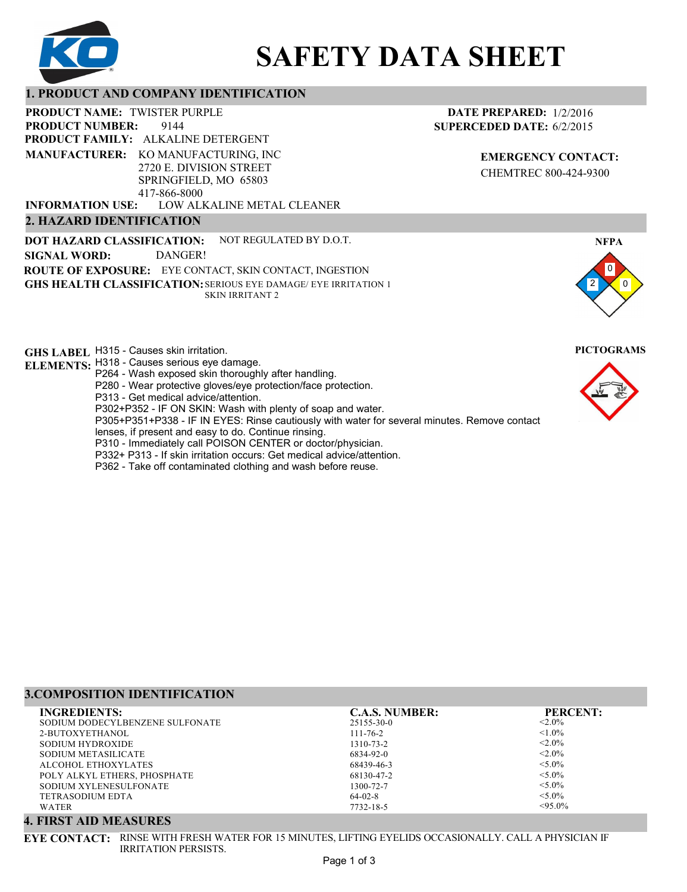# SAFETY DATA SHEET

## 1. PRODUCT AND COMPANY IDENTIFICATION

**PRODUCT NAME:** TWISTER PURPLE
**PRODUCT NUMBER:** 9144
**PRODUCT FAMILY:** ALKALINE DETERGENT
**MANUFACTURER:** KO MANUFACTURING, INC
2720 E. DIVISION STREET
SPRINGFIELD, MO 65803
417-866-8000
**INFORMATION USE:** LOW ALKALINE METAL CLEANER

**DATE PREPARED:** 1/2/2016
**SUPERCEDED DATE:** 6/2/2015

**EMERGENCY CONTACT:**
CHEMTREC 800-424-9300

## 2. HAZARD IDENTIFICATION

**DOT HAZARD CLASSIFICATION:** NOT REGULATED BY D.O.T.
**SIGNAL WORD:** DANGER!
**ROUTE OF EXPOSURE:** EYE CONTACT, SKIN CONTACT, INGESTION
**GHS HEALTH CLASSIFICATION:** SERIOUS EYE DAMAGE/ EYE IRRITATION 1
SKIN IRRITANT 2

**NFPA**
Health: 2, Flammability: 0, Reactivity: 0

**GHS LABEL ELEMENTS:**
H315 - Causes skin irritation.
H318 - Causes serious eye damage.
P264 - Wash exposed skin thoroughly after handling.
P280 - Wear protective gloves/eye protection/face protection.
P313 - Get medical advice/attention.
P302+P352 - IF ON SKIN: Wash with plenty of soap and water.
P305+P351+P338 - IF IN EYES: Rinse cautiously with water for several minutes. Remove contact lenses, if present and easy to do. Continue rinsing.
P310 - Immediately call POISON CENTER or doctor/physician.
P332+ P313 - If skin irritation occurs: Get medical advice/attention.
P362 - Take off contaminated clothing and wash before reuse.

**PICTOGRAMS**

## 3.COMPOSITION IDENTIFICATION

| INGREDIENTS: | C.A.S. NUMBER: | PERCENT: |
|---|---|---|
| SODIUM DODECYLBENZENE SULFONATE | 25155-30-0 | <2.0% |
| 2-BUTOXYETHANOL | 111-76-2 | <1.0% |
| SODIUM HYDROXIDE | 1310-73-2 | <2.0% |
| SODIUM METASILICATE | 6834-92-0 | <2.0% |
| ALCOHOL ETHOXYLATES | 68439-46-3 | <5.0% |
| POLY ALKYL ETHERS, PHOSPHATE | 68130-47-2 | <5.0% |
| SODIUM XYLENESULFONATE | 1300-72-7 | <5.0% |
| TETRASODIUM EDTA | 64-02-8 | <5.0% |
| WATER | 7732-18-5 | <95.0% |

## 4. FIRST AID MEASURES

**EYE CONTACT:** RINSE WITH FRESH WATER FOR 15 MINUTES, LIFTING EYELIDS OCCASIONALLY. CALL A PHYSICIAN IF IRRITATION PERSISTS.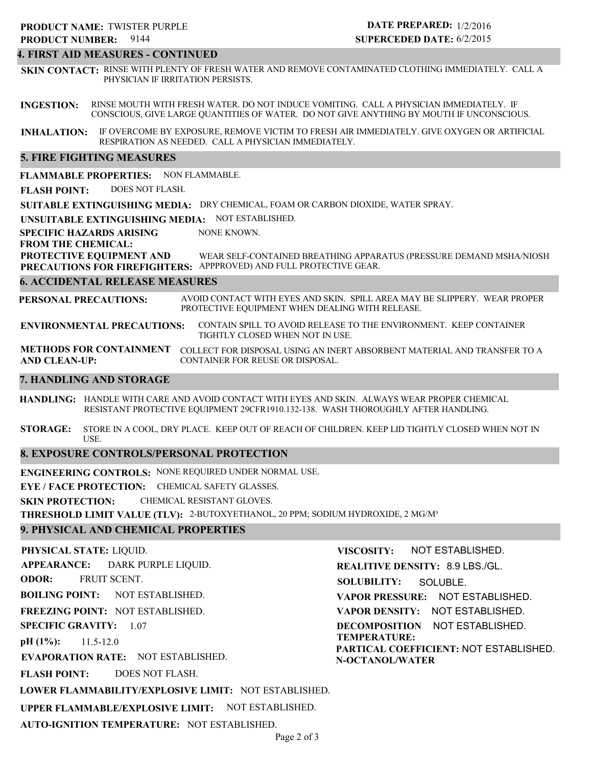**PRODUCT NAME:** TWISTER PURPLE
**PRODUCT NUMBER:** 9144

**DATE PREPARED:** 1/2/2016
**SUPERCEDED DATE:** 6/2/2015

## 4. FIRST AID MEASURES - CONTINUED

**SKIN CONTACT:** RINSE WITH PLENTY OF FRESH WATER AND REMOVE CONTAMINATED CLOTHING IMMEDIATELY. CALL A PHYSICIAN IF IRRITATION PERSISTS.

**INGESTION:** RINSE MOUTH WITH FRESH WATER. DO NOT INDUCE VOMITING. CALL A PHYSICIAN IMMEDIATELY. IF CONSCIOUS, GIVE LARGE QUANTITIES OF WATER. DO NOT GIVE ANYTHING BY MOUTH IF UNCONSCIOUS.

**INHALATION:** IF OVERCOME BY EXPOSURE, REMOVE VICTIM TO FRESH AIR IMMEDIATELY. GIVE OXYGEN OR ARTIFICIAL RESPIRATION AS NEEDED. CALL A PHYSICIAN IMMEDIATELY.

## 5. FIRE FIGHTING MEASURES

**FLAMMABLE PROPERTIES:** NON FLAMMABLE.

**FLASH POINT:** DOES NOT FLASH.

**SUITABLE EXTINGUISHING MEDIA:** DRY CHEMICAL, FOAM OR CARBON DIOXIDE, WATER SPRAY.

**UNSUITABLE EXTINGUISHING MEDIA:** NOT ESTABLISHED.

**SPECIFIC HAZARDS ARISING FROM THE CHEMICAL:** NONE KNOWN.

**PROTECTIVE EQUIPMENT AND PRECAUTIONS FOR FIREFIGHTERS:** WEAR SELF-CONTAINED BREATHING APPARATUS (PRESSURE DEMAND MSHA/NIOSH APPPROVED) AND FULL PROTECTIVE GEAR.

## 6. ACCIDENTAL RELEASE MEASURES

**PERSONAL PRECAUTIONS:** AVOID CONTACT WITH EYES AND SKIN. SPILL AREA MAY BE SLIPPERY. WEAR PROPER PROTECTIVE EQUIPMENT WHEN DEALING WITH RELEASE.

**ENVIRONMENTAL PRECAUTIONS:** CONTAIN SPILL TO AVOID RELEASE TO THE ENVIRONMENT. KEEP CONTAINER TIGHTLY CLOSED WHEN NOT IN USE.

**METHODS FOR CONTAINMENT AND CLEAN-UP:** COLLECT FOR DISPOSAL USING AN INERT ABSORBENT MATERIAL AND TRANSFER TO A CONTAINER FOR REUSE OR DISPOSAL.

## 7. HANDLING AND STORAGE

**HANDLING:** HANDLE WITH CARE AND AVOID CONTACT WITH EYES AND SKIN. ALWAYS WEAR PROPER CHEMICAL RESISTANT PROTECTIVE EQUIPMENT 29CFR1910.132-138. WASH THOROUGHLY AFTER HANDLING.

**STORAGE:** STORE IN A COOL, DRY PLACE. KEEP OUT OF REACH OF CHILDREN. KEEP LID TIGHTLY CLOSED WHEN NOT IN USE.

## 8. EXPOSURE CONTROLS/PERSONAL PROTECTION

**ENGINEERING CONTROLS:** NONE REQUIRED UNDER NORMAL USE.

**EYE / FACE PROTECTION:** CHEMICAL SAFETY GLASSES.

**SKIN PROTECTION:** CHEMICAL RESISTANT GLOVES.

**THRESHOLD LIMIT VALUE (TLV):** 2-BUTOXYETHANOL, 20 PPM; SODIUM HYDROXIDE, 2 MG/M³

## 9. PHYSICAL AND CHEMICAL PROPERTIES

**PHYSICAL STATE:** LIQUID.

**APPEARANCE:** DARK PURPLE LIQUID.

**ODOR:** FRUIT SCENT.

**BOILING POINT:** NOT ESTABLISHED.

**FREEZING POINT:** NOT ESTABLISHED.

**SPECIFIC GRAVITY:** 1.07

**pH (1%):** 11.5-12.0

**EVAPORATION RATE:** NOT ESTABLISHED.

**FLASH POINT:** DOES NOT FLASH.

**LOWER FLAMMABILITY/EXPLOSIVE LIMIT:** NOT ESTABLISHED.

**UPPER FLAMMABLE/EXPLOSIVE LIMIT:** NOT ESTABLISHED.

**AUTO-IGNITION TEMPERATURE:** NOT ESTABLISHED.

**VISCOSITY:** NOT ESTABLISHED.

**REALITIVE DENSITY:** 8.9 LBS./GL.

**SOLUBILITY:** SOLUBLE.

**VAPOR PRESSURE:** NOT ESTABLISHED.

**VAPOR DENSITY:** NOT ESTABLISHED.

**DECOMPOSITION TEMPERATURE:** NOT ESTABLISHED.

**PARTICAL COEFFICIENT: N-OCTANOL/WATER** NOT ESTABLISHED.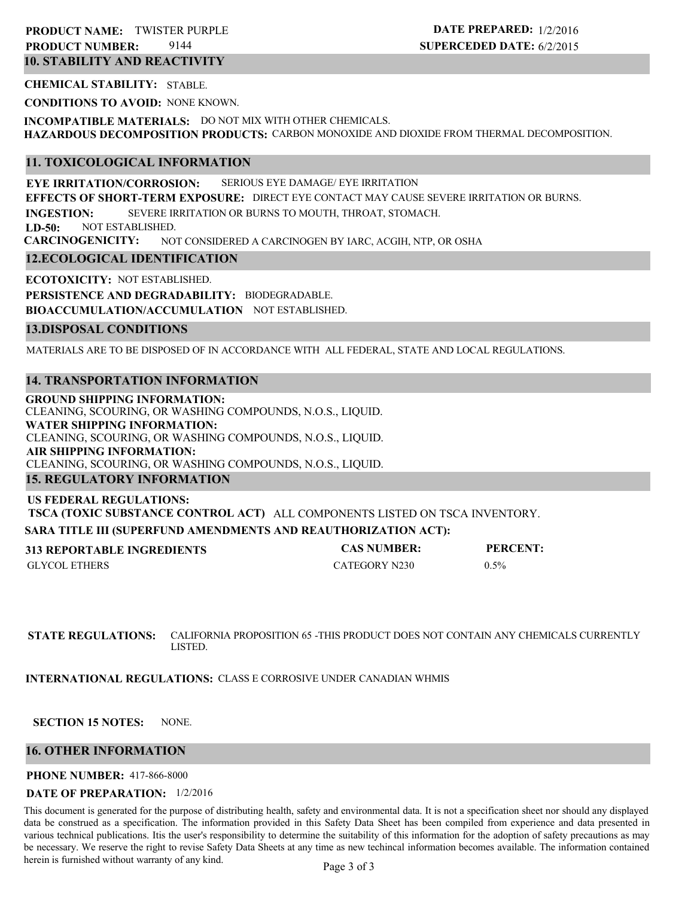**PRODUCT NAME:** TWISTER PURPLE
**PRODUCT NUMBER:** 9144

**DATE PREPARED:** 1/2/2016
**SUPERCEDED DATE:** 6/2/2015

## 10. STABILITY AND REACTIVITY

**CHEMICAL STABILITY:** STABLE.

**CONDITIONS TO AVOID:** NONE KNOWN.

**INCOMPATIBLE MATERIALS:** DO NOT MIX WITH OTHER CHEMICALS.

**HAZARDOUS DECOMPOSITION PRODUCTS:** CARBON MONOXIDE AND DIOXIDE FROM THERMAL DECOMPOSITION.

## 11. TOXICOLOGICAL INFORMATION

**EYE IRRITATION/CORROSION:** SERIOUS EYE DAMAGE/ EYE IRRITATION

**EFFECTS OF SHORT-TERM EXPOSURE:** DIRECT EYE CONTACT MAY CAUSE SEVERE IRRITATION OR BURNS.

**INGESTION:** SEVERE IRRITATION OR BURNS TO MOUTH, THROAT, STOMACH.

**LD-50:** NOT ESTABLISHED.

**CARCINOGENICITY:** NOT CONSIDERED A CARCINOGEN BY IARC, ACGIH, NTP, OR OSHA

## 12.ECOLOGICAL IDENTIFICATION

**ECOTOXICITY:** NOT ESTABLISHED.

**PERSISTENCE AND DEGRADABILITY:** BIODEGRADABLE.

**BIOACCUMULATION/ACCUMULATION** NOT ESTABLISHED.

## 13.DISPOSAL CONDITIONS

MATERIALS ARE TO BE DISPOSED OF IN ACCORDANCE WITH ALL FEDERAL, STATE AND LOCAL REGULATIONS.

## 14. TRANSPORTATION INFORMATION

**GROUND SHIPPING INFORMATION:**
CLEANING, SCOURING, OR WASHING COMPOUNDS, N.O.S., LIQUID.

**WATER SHIPPING INFORMATION:**
CLEANING, SCOURING, OR WASHING COMPOUNDS, N.O.S., LIQUID.

**AIR SHIPPING INFORMATION:**
CLEANING, SCOURING, OR WASHING COMPOUNDS, N.O.S., LIQUID.

## 15. REGULATORY INFORMATION

**US FEDERAL REGULATIONS:**

**TSCA (TOXIC SUBSTANCE CONTROL ACT)** ALL COMPONENTS LISTED ON TSCA INVENTORY.

**SARA TITLE III (SUPERFUND AMENDMENTS AND REAUTHORIZATION ACT):**

| 313 REPORTABLE INGREDIENTS | CAS NUMBER: | PERCENT: |
|---|---|---|
| GLYCOL ETHERS | CATEGORY N230 | 0.5% |

**STATE REGULATIONS:** CALIFORNIA PROPOSITION 65 -THIS PRODUCT DOES NOT CONTAIN ANY CHEMICALS CURRENTLY LISTED.

**INTERNATIONAL REGULATIONS:** CLASS E CORROSIVE UNDER CANADIAN WHMIS

**SECTION 15 NOTES:** NONE.

## 16. OTHER INFORMATION

**PHONE NUMBER:** 417-866-8000

**DATE OF PREPARATION:** 1/2/2016

This document is generated for the purpose of distributing health, safety and environmental data. It is not a specification sheet nor should any displayed data be construed as a specification. The information provided in this Safety Data Sheet has been compiled from experience and data presented in various technical publications. Itis the user's responsibility to determine the suitability of this information for the adoption of safety precautions as may be necessary. We reserve the right to revise Safety Data Sheets at any time as new techincal information becomes available. The information contained herein is furnished without warranty of any kind.